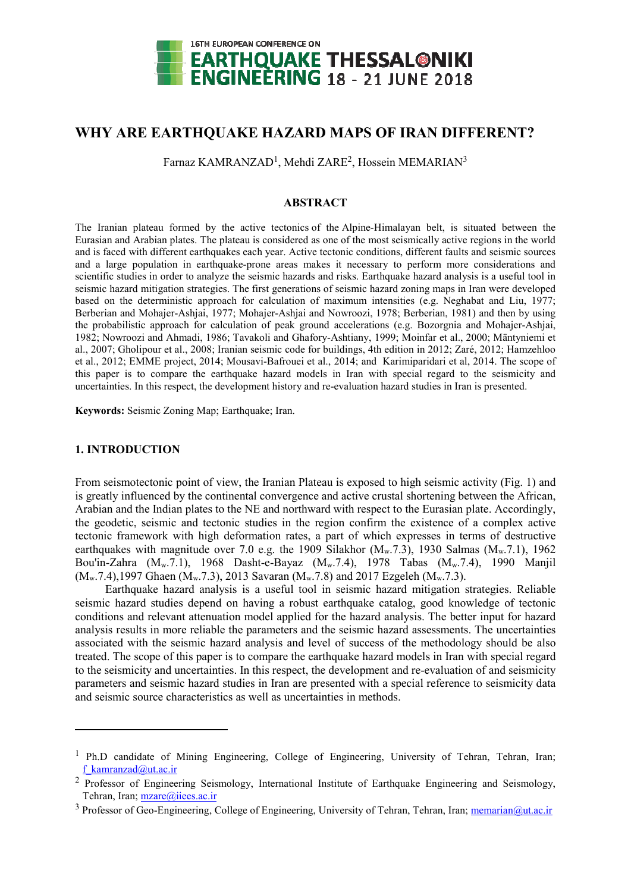# WHY ARE EARTHQUAKE HAZARD MAPS OF IRAN DIFFERENT?

Farnaz KAMRANZAD[1], Mehdi ZARE[2], Hossein MEMARIAN[3]

## ABSTRACT

The Iranian plateau formed by the active tectonics of the Alpine-Himalayan belt, is situated between the Eurasian and Arabian plates. The plateau is considered as one of the most seismically active regions in the world and is faced with different earthquakes each year. Active tectonic conditions, different faults and seismic sources and a large population in earthquake-prone areas makes it necessary to perform more considerations and scientific studies in order to analyze the seismic hazards and risks. Earthquake hazard analysis is a useful tool in seismic hazard mitigation strategies. The first generations of seismic hazard zoning maps in Iran were developed based on the deterministic approach for calculation of maximum intensities (e.g. Neghabat and Liu, 1977; Berberian and Mohajer-Ashjai, 1977; Mohajer-Ashjai and Nowroozi, 1978; Berberian, 1981) and then by using the probabilistic approach for calculation of peak ground accelerations (e.g. Bozorgnia and Mohajer-Ashjai, 1982; Nowroozi and Ahmadi, 1986; Tavakoli and Ghafory-Ashtiany, 1999; Moinfar et al., 2000; Mäntyniemi et al., 2007; Gholipour et al., 2008; Iranian seismic code for buildings, 4th edition in 2012; Zaré, 2012; Hamzehloo et al., 2012; EMME project, 2014; Mousavi-Bafrouei et al., 2014; and Karimiparidari et al, 2014. The scope of this paper is to compare the earthquake hazard models in Iran with special regard to the seismicity and uncertainties. In this respect, the development history and re-evaluation hazard studies in Iran is presented.

**Keywords:** Seismic Zoning Map; Earthquake; Iran.

## 1. INTRODUCTION

From seismotectonic point of view, the Iranian Plateau is exposed to high seismic activity (Fig. 1) and is greatly influenced by the continental convergence and active crustal shortening between the African, Arabian and the Indian plates to the NE and northward with respect to the Eurasian plate. Accordingly, the geodetic, seismic and tectonic studies in the region confirm the existence of a complex active tectonic framework with high deformation rates, a part of which expresses in terms of destructive earthquakes with magnitude over 7.0 e.g. the 1909 Silakhor ($M_w$.7.3), 1930 Salmas ($M_w$.7.1), 1962 Bou'in-Zahra ($M_w$.7.1), 1968 Dasht-e-Bayaz ($M_w$.7.4), 1978 Tabas ($M_w$.7.4), 1990 Manjil ($M_w$.7.4),1997 Ghaen ($M_w$.7.3), 2013 Savaran ($M_w$.7.8) and 2017 Ezgeleh ($M_w$.7.3).

Earthquake hazard analysis is a useful tool in seismic hazard mitigation strategies. Reliable seismic hazard studies depend on having a robust earthquake catalog, good knowledge of tectonic conditions and relevant attenuation model applied for the hazard analysis. The better input for hazard analysis results in more reliable the parameters and the seismic hazard assessments. The uncertainties associated with the seismic hazard analysis and level of success of the methodology should be also treated. The scope of this paper is to compare the earthquake hazard models in Iran with special regard to the seismicity and uncertainties. In this respect, the development and re-evaluation of and seismicity parameters and seismic hazard studies in Iran are presented with a special reference to seismicity data and seismic source characteristics as well as uncertainties in methods.

---

[1] Ph.D candidate of Mining Engineering, College of Engineering, University of Tehran, Tehran, Iran; f_kamranzad@ut.ac.ir

[2] Professor of Engineering Seismology, International Institute of Earthquake Engineering and Seismology, Tehran, Iran; mzare@iiees.ac.ir

[3] Professor of Geo-Engineering, College of Engineering, University of Tehran, Tehran, Iran; memarian@ut.ac.ir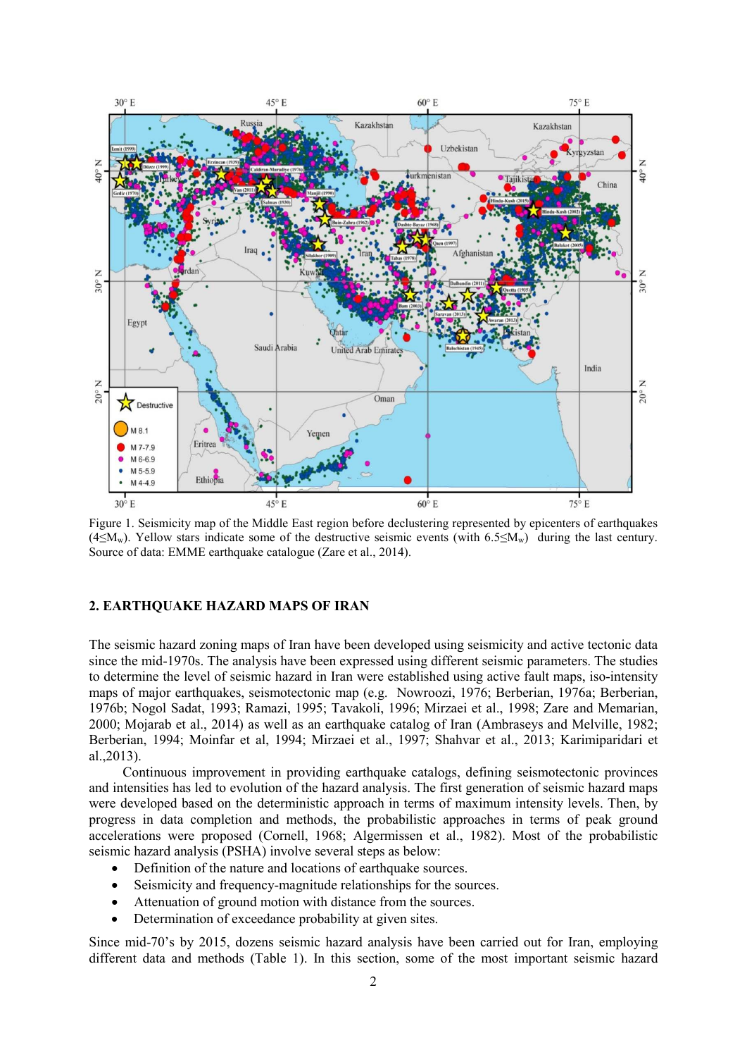Figure 1. Seismicity map of the Middle East region before declustering represented by epicenters of earthquakes ($4 \leq M_w$). Yellow stars indicate some of the destructive seismic events (with $6.5 \leq M_w$) during the last century. Source of data: EMME earthquake catalogue (Zare et al., 2014).

## 2. EARTHQUAKE HAZARD MAPS OF IRAN

The seismic hazard zoning maps of Iran have been developed using seismicity and active tectonic data since the mid-1970s. The analysis have been expressed using different seismic parameters. The studies to determine the level of seismic hazard in Iran were established using active fault maps, iso-intensity maps of major earthquakes, seismotectonic map (e.g. Nowroozi, 1976; Berberian, 1976a; Berberian, 1976b; Nogol Sadat, 1993; Ramazi, 1995; Tavakoli, 1996; Mirzaei et al., 1998; Zare and Memarian, 2000; Mojarab et al., 2014) as well as an earthquake catalog of Iran (Ambraseys and Melville, 1982; Berberian, 1994; Moinfar et al, 1994; Mirzaei et al., 1997; Shahvar et al., 2013; Karimiparidari et al.,2013).

Continuous improvement in providing earthquake catalogs, defining seismotectonic provinces and intensities has led to evolution of the hazard analysis. The first generation of seismic hazard maps were developed based on the deterministic approach in terms of maximum intensity levels. Then, by progress in data completion and methods, the probabilistic approaches in terms of peak ground accelerations were proposed (Cornell, 1968; Algermissen et al., 1982). Most of the probabilistic seismic hazard analysis (PSHA) involve several steps as below:

- Definition of the nature and locations of earthquake sources.
- Seismicity and frequency-magnitude relationships for the sources.
- Attenuation of ground motion with distance from the sources.
- Determination of exceedance probability at given sites.

Since mid-70's by 2015, dozens seismic hazard analysis have been carried out for Iran, employing different data and methods (Table 1). In this section, some of the most important seismic hazard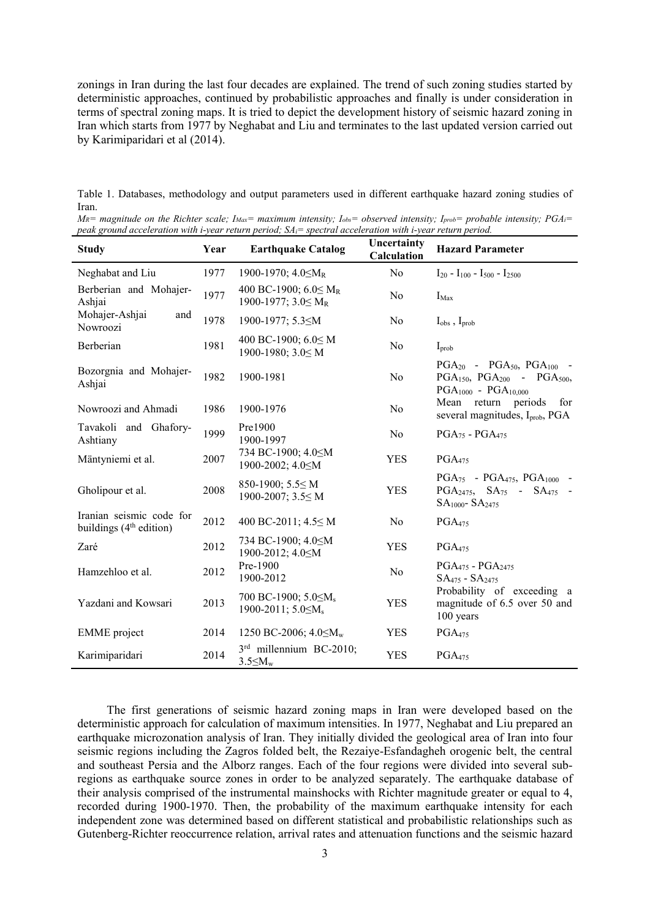zonings in Iran during the last four decades are explained. The trend of such zoning studies started by deterministic approaches, continued by probabilistic approaches and finally is under consideration in terms of spectral zoning maps. It is tried to depict the development history of seismic hazard zoning in Iran which starts from 1977 by Neghabat and Liu and terminates to the last updated version carried out by Karimiparidari et al (2014).

Table 1. Databases, methodology and output parameters used in different earthquake hazard zoning studies of Iran.

*$M_R$= magnitude on the Richter scale; $I_{Max}$= maximum intensity; $I_{obs}$= observed intensity; $I_{prob}$= probable intensity; $PGA_i$= peak ground acceleration with i-year return period; $SA_i$= spectral acceleration with i-year return period.*

| Study | Year | Earthquake Catalog | Uncertainty Calculation | Hazard Parameter |
|---|---|---|---|---|
| Neghabat and Liu | 1977 | 1900-1970; $4.0 \leq M_R$ | No | $I_{20}$ - $I_{100}$ - $I_{500}$ - $I_{2500}$ |
| Berberian and Mohajer-Ashjai | 1977 | 400 BC-1900; $6.0 \leq M_R$<br>1900-1977; $3.0 \leq M_R$ | No | $I_{Max}$ |
| Mohajer-Ashjai and Nowroozi | 1978 | 1900-1977; $5.3 \leq M$ | No | $I_{obs}$ , $I_{prob}$ |
| Berberian | 1981 | 400 BC-1900; $6.0 \leq M$<br>1900-1980; $3.0 \leq M$ | No | $I_{prob}$ |
| Bozorgnia and Mohajer-Ashjai | 1982 | 1900-1981 | No | $PGA_{20}$ - $PGA_{50}$, $PGA_{100}$ - $PGA_{150}$, $PGA_{200}$ - $PGA_{500}$, $PGA_{1000}$ - $PGA_{10,000}$ |
| Nowroozi and Ahmadi | 1986 | 1900-1976 | No | Mean return periods for several magnitudes, $I_{prob}$, PGA |
| Tavakoli and Ghafory-Ashtiany | 1999 | Pre1900<br>1900-1997 | No | $PGA_{75}$ - $PGA_{475}$ |
| Mäntyniemi et al. | 2007 | 734 BC-1900; $4.0 \leq M$<br>1900-2002; $4.0 \leq M$ | YES | $PGA_{475}$ |
| Gholipour et al. | 2008 | 850-1900; $5.5 \leq M$<br>1900-2007; $3.5 \leq M$ | YES | $PGA_{75}$ - $PGA_{475}$, $PGA_{1000}$ - $PGA_{2475}$, $SA_{75}$ - $SA_{475}$ - $SA_{1000}$- $SA_{2475}$ |
| Iranian seismic code for buildings (4th edition) | 2012 | 400 BC-2011; $4.5 \leq M$ | No | $PGA_{475}$ |
| Zaré | 2012 | 734 BC-1900; $4.0 \leq M$<br>1900-2012; $4.0 \leq M$ | YES | $PGA_{475}$ |
| Hamzehloo et al. | 2012 | Pre-1900<br>1900-2012 | No | $PGA_{475}$ - $PGA_{2475}$<br>$SA_{475}$ - $SA_{2475}$ |
| Yazdani and Kowsari | 2013 | 700 BC-1900; $5.0 \leq M_s$<br>1900-2011; $5.0 \leq M_s$ | YES | Probability of exceeding a magnitude of 6.5 over 50 and 100 years |
| EMME project | 2014 | 1250 BC-2006; $4.0 \leq M_w$ | YES | $PGA_{475}$ |
| Karimiparidari | 2014 | 3rd millennium BC-2010; $3.5 \leq M_w$ | YES | $PGA_{475}$ |

The first generations of seismic hazard zoning maps in Iran were developed based on the deterministic approach for calculation of maximum intensities. In 1977, Neghabat and Liu prepared an earthquake microzonation analysis of Iran. They initially divided the geological area of Iran into four seismic regions including the Zagros folded belt, the Rezaiye-Esfandagheh orogenic belt, the central and southeast Persia and the Alborz ranges. Each of the four regions were divided into several sub-regions as earthquake source zones in order to be analyzed separately. The earthquake database of their analysis comprised of the instrumental mainshocks with Richter magnitude greater or equal to 4, recorded during 1900-1970. Then, the probability of the maximum earthquake intensity for each independent zone was determined based on different statistical and probabilistic relationships such as Gutenberg-Richter reoccurrence relation, arrival rates and attenuation functions and the seismic hazard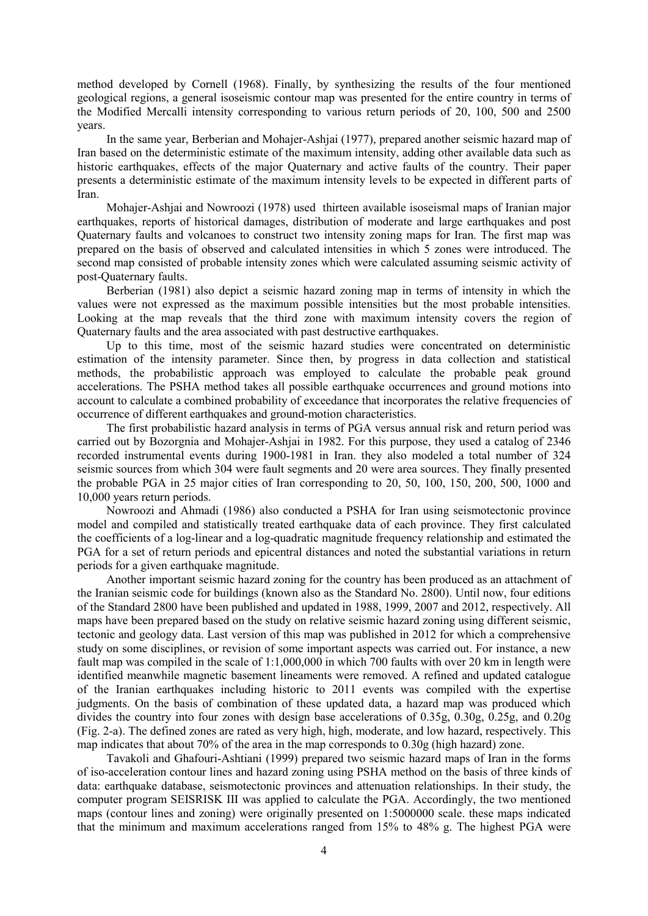method developed by Cornell (1968). Finally, by synthesizing the results of the four mentioned geological regions, a general isoseismic contour map was presented for the entire country in terms of the Modified Mercalli intensity corresponding to various return periods of 20, 100, 500 and 2500 years.

In the same year, Berberian and Mohajer-Ashjai (1977), prepared another seismic hazard map of Iran based on the deterministic estimate of the maximum intensity, adding other available data such as historic earthquakes, effects of the major Quaternary and active faults of the country. Their paper presents a deterministic estimate of the maximum intensity levels to be expected in different parts of Iran.

Mohajer-Ashjai and Nowroozi (1978) used thirteen available isoseismal maps of Iranian major earthquakes, reports of historical damages, distribution of moderate and large earthquakes and post Quaternary faults and volcanoes to construct two intensity zoning maps for Iran. The first map was prepared on the basis of observed and calculated intensities in which 5 zones were introduced. The second map consisted of probable intensity zones which were calculated assuming seismic activity of post-Quaternary faults.

Berberian (1981) also depict a seismic hazard zoning map in terms of intensity in which the values were not expressed as the maximum possible intensities but the most probable intensities. Looking at the map reveals that the third zone with maximum intensity covers the region of Quaternary faults and the area associated with past destructive earthquakes.

Up to this time, most of the seismic hazard studies were concentrated on deterministic estimation of the intensity parameter. Since then, by progress in data collection and statistical methods, the probabilistic approach was employed to calculate the probable peak ground accelerations. The PSHA method takes all possible earthquake occurrences and ground motions into account to calculate a combined probability of exceedance that incorporates the relative frequencies of occurrence of different earthquakes and ground-motion characteristics.

The first probabilistic hazard analysis in terms of PGA versus annual risk and return period was carried out by Bozorgnia and Mohajer-Ashjai in 1982. For this purpose, they used a catalog of 2346 recorded instrumental events during 1900-1981 in Iran. they also modeled a total number of 324 seismic sources from which 304 were fault segments and 20 were area sources. They finally presented the probable PGA in 25 major cities of Iran corresponding to 20, 50, 100, 150, 200, 500, 1000 and 10,000 years return periods.

Nowroozi and Ahmadi (1986) also conducted a PSHA for Iran using seismotectonic province model and compiled and statistically treated earthquake data of each province. They first calculated the coefficients of a log-linear and a log-quadratic magnitude frequency relationship and estimated the PGA for a set of return periods and epicentral distances and noted the substantial variations in return periods for a given earthquake magnitude.

Another important seismic hazard zoning for the country has been produced as an attachment of the Iranian seismic code for buildings (known also as the Standard No. 2800). Until now, four editions of the Standard 2800 have been published and updated in 1988, 1999, 2007 and 2012, respectively. All maps have been prepared based on the study on relative seismic hazard zoning using different seismic, tectonic and geology data. Last version of this map was published in 2012 for which a comprehensive study on some disciplines, or revision of some important aspects was carried out. For instance, a new fault map was compiled in the scale of 1:1,000,000 in which 700 faults with over 20 km in length were identified meanwhile magnetic basement lineaments were removed. A refined and updated catalogue of the Iranian earthquakes including historic to 2011 events was compiled with the expertise judgments. On the basis of combination of these updated data, a hazard map was produced which divides the country into four zones with design base accelerations of 0.35g, 0.30g, 0.25g, and 0.20g (Fig. 2-a). The defined zones are rated as very high, high, moderate, and low hazard, respectively. This map indicates that about 70% of the area in the map corresponds to 0.30g (high hazard) zone.

Tavakoli and Ghafouri-Ashtiani (1999) prepared two seismic hazard maps of Iran in the forms of iso-acceleration contour lines and hazard zoning using PSHA method on the basis of three kinds of data: earthquake database, seismotectonic provinces and attenuation relationships. In their study, the computer program SEISRISK III was applied to calculate the PGA. Accordingly, the two mentioned maps (contour lines and zoning) were originally presented on 1:5000000 scale. these maps indicated that the minimum and maximum accelerations ranged from 15% to 48% g. The highest PGA were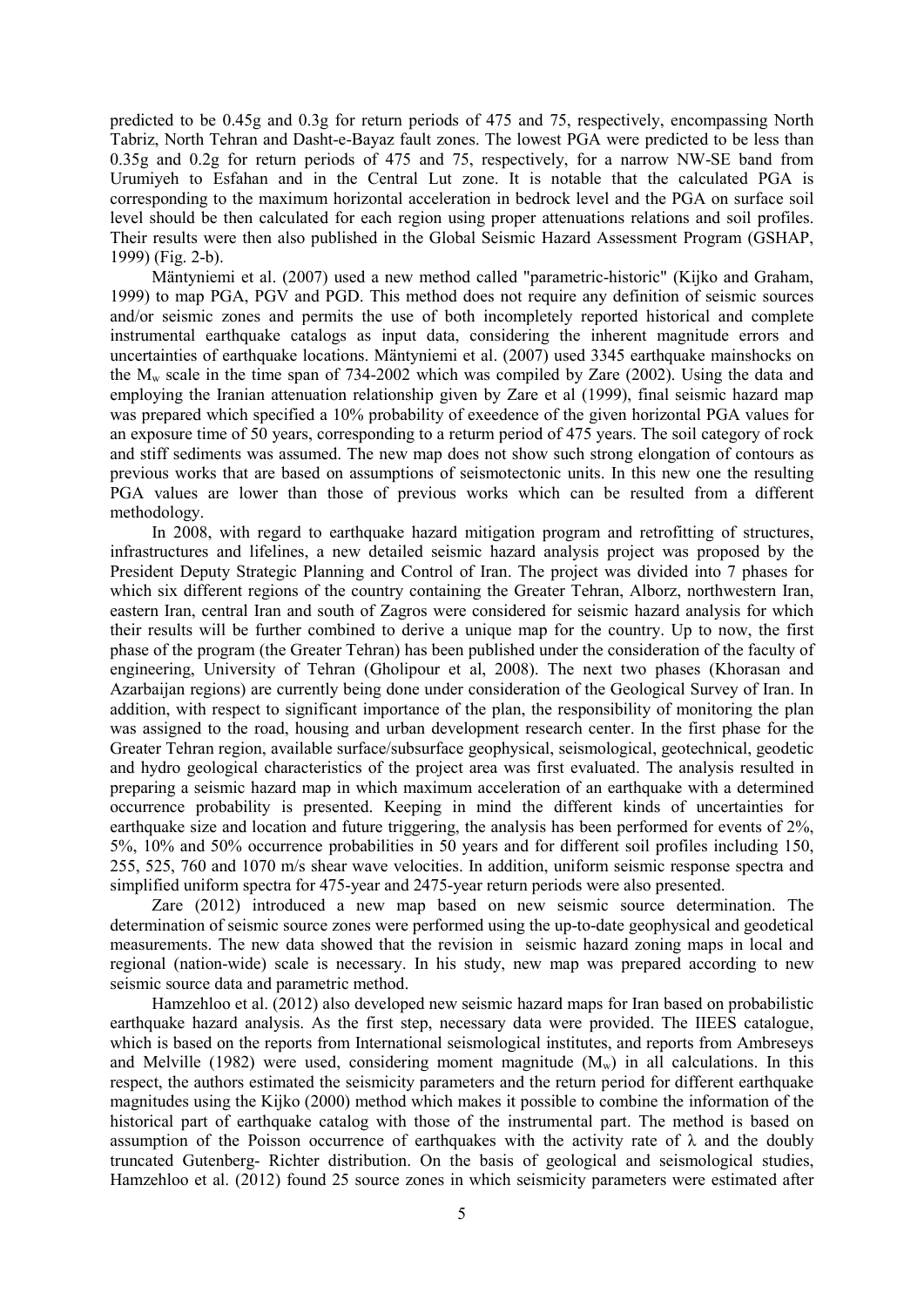predicted to be 0.45g and 0.3g for return periods of 475 and 75, respectively, encompassing North Tabriz, North Tehran and Dasht-e-Bayaz fault zones. The lowest PGA were predicted to be less than 0.35g and 0.2g for return periods of 475 and 75, respectively, for a narrow NW-SE band from Urumiyeh to Esfahan and in the Central Lut zone. It is notable that the calculated PGA is corresponding to the maximum horizontal acceleration in bedrock level and the PGA on surface soil level should be then calculated for each region using proper attenuations relations and soil profiles. Their results were then also published in the Global Seismic Hazard Assessment Program (GSHAP, 1999) (Fig. 2-b).

Mäntyniemi et al. (2007) used a new method called "parametric-historic" (Kijko and Graham, 1999) to map PGA, PGV and PGD. This method does not require any definition of seismic sources and/or seismic zones and permits the use of both incompletely reported historical and complete instrumental earthquake catalogs as input data, considering the inherent magnitude errors and uncertainties of earthquake locations. Mäntyniemi et al. (2007) used 3345 earthquake mainshocks on the $M_w$ scale in the time span of 734-2002 which was compiled by Zare (2002). Using the data and employing the Iranian attenuation relationship given by Zare et al (1999), final seismic hazard map was prepared which specified a 10% probability of exeedence of the given horizontal PGA values for an exposure time of 50 years, corresponding to a return period of 475 years. The soil category of rock and stiff sediments was assumed. The new map does not show such strong elongation of contours as previous works that are based on assumptions of seismotectonic units. In this new one the resulting PGA values are lower than those of previous works which can be resulted from a different methodology.

In 2008, with regard to earthquake hazard mitigation program and retrofitting of structures, infrastructures and lifelines, a new detailed seismic hazard analysis project was proposed by the President Deputy Strategic Planning and Control of Iran. The project was divided into 7 phases for which six different regions of the country containing the Greater Tehran, Alborz, northwestern Iran, eastern Iran, central Iran and south of Zagros were considered for seismic hazard analysis for which their results will be further combined to derive a unique map for the country. Up to now, the first phase of the program (the Greater Tehran) has been published under the consideration of the faculty of engineering, University of Tehran (Gholipour et al, 2008). The next two phases (Khorasan and Azarbaijan regions) are currently being done under consideration of the Geological Survey of Iran. In addition, with respect to significant importance of the plan, the responsibility of monitoring the plan was assigned to the road, housing and urban development research center. In the first phase for the Greater Tehran region, available surface/subsurface geophysical, seismological, geotechnical, geodetic and hydro geological characteristics of the project area was first evaluated. The analysis resulted in preparing a seismic hazard map in which maximum acceleration of an earthquake with a determined occurrence probability is presented. Keeping in mind the different kinds of uncertainties for earthquake size and location and future triggering, the analysis has been performed for events of 2%, 5%, 10% and 50% occurrence probabilities in 50 years and for different soil profiles including 150, 255, 525, 760 and 1070 m/s shear wave velocities. In addition, uniform seismic response spectra and simplified uniform spectra for 475-year and 2475-year return periods were also presented.

Zare (2012) introduced a new map based on new seismic source determination. The determination of seismic source zones were performed using the up-to-date geophysical and geodetical measurements. The new data showed that the revision in seismic hazard zoning maps in local and regional (nation-wide) scale is necessary. In his study, new map was prepared according to new seismic source data and parametric method.

Hamzehloo et al. (2012) also developed new seismic hazard maps for Iran based on probabilistic earthquake hazard analysis. As the first step, necessary data were provided. The IIEES catalogue, which is based on the reports from International seismological institutes, and reports from Ambreseys and Melville (1982) were used, considering moment magnitude ($M_w$) in all calculations. In this respect, the authors estimated the seismicity parameters and the return period for different earthquake magnitudes using the Kijko (2000) method which makes it possible to combine the information of the historical part of earthquake catalog with those of the instrumental part. The method is based on assumption of the Poisson occurrence of earthquakes with the activity rate of $\lambda$ and the doubly truncated Gutenberg- Richter distribution. On the basis of geological and seismological studies, Hamzehloo et al. (2012) found 25 source zones in which seismicity parameters were estimated after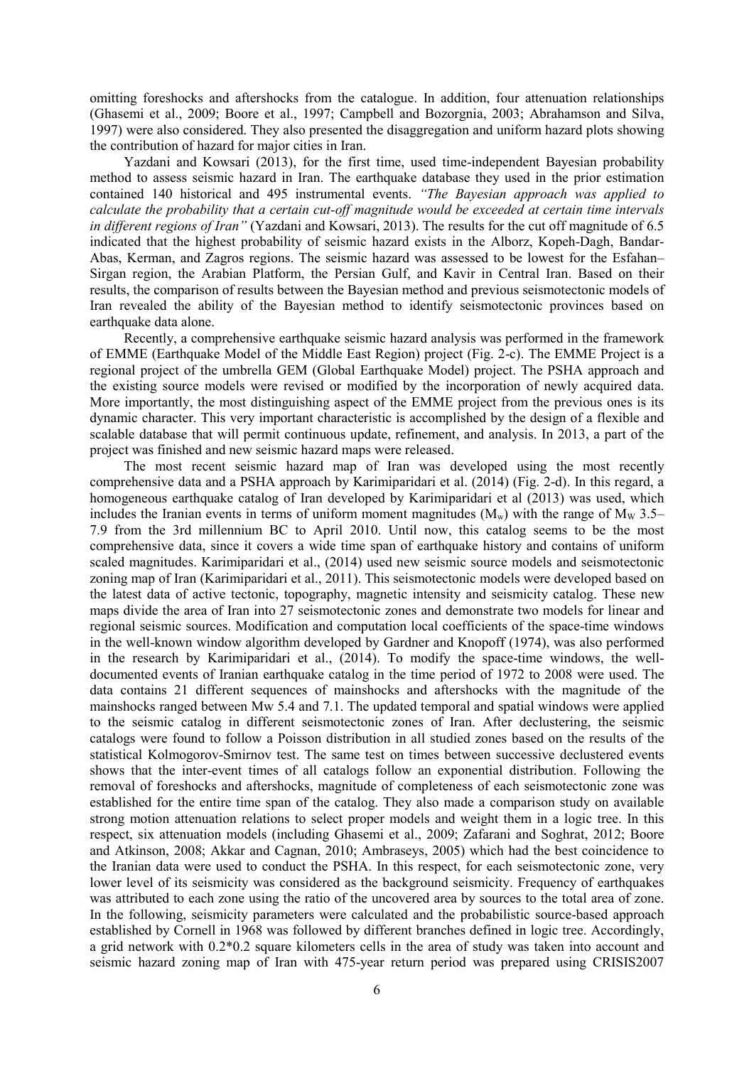omitting foreshocks and aftershocks from the catalogue. In addition, four attenuation relationships (Ghasemi et al., 2009; Boore et al., 1997; Campbell and Bozorgnia, 2003; Abrahamson and Silva, 1997) were also considered. They also presented the disaggregation and uniform hazard plots showing the contribution of hazard for major cities in Iran.

Yazdani and Kowsari (2013), for the first time, used time-independent Bayesian probability method to assess seismic hazard in Iran. The earthquake database they used in the prior estimation contained 140 historical and 495 instrumental events. *"The Bayesian approach was applied to calculate the probability that a certain cut-off magnitude would be exceeded at certain time intervals in different regions of Iran"* (Yazdani and Kowsari, 2013). The results for the cut off magnitude of 6.5 indicated that the highest probability of seismic hazard exists in the Alborz, Kopeh-Dagh, Bandar-Abas, Kerman, and Zagros regions. The seismic hazard was assessed to be lowest for the Esfahan–Sirgan region, the Arabian Platform, the Persian Gulf, and Kavir in Central Iran. Based on their results, the comparison of results between the Bayesian method and previous seismotectonic models of Iran revealed the ability of the Bayesian method to identify seismotectonic provinces based on earthquake data alone.

Recently, a comprehensive earthquake seismic hazard analysis was performed in the framework of EMME (Earthquake Model of the Middle East Region) project (Fig. 2-c). The EMME Project is a regional project of the umbrella GEM (Global Earthquake Model) project. The PSHA approach and the existing source models were revised or modified by the incorporation of newly acquired data. More importantly, the most distinguishing aspect of the EMME project from the previous ones is its dynamic character. This very important characteristic is accomplished by the design of a flexible and scalable database that will permit continuous update, refinement, and analysis. In 2013, a part of the project was finished and new seismic hazard maps were released.

The most recent seismic hazard map of Iran was developed using the most recently comprehensive data and a PSHA approach by Karimiparidari et al. (2014) (Fig. 2-d). In this regard, a homogeneous earthquake catalog of Iran developed by Karimiparidari et al (2013) was used, which includes the Iranian events in terms of uniform moment magnitudes ($M_w$) with the range of $M_W$ 3.5–7.9 from the 3rd millennium BC to April 2010. Until now, this catalog seems to be the most comprehensive data, since it covers a wide time span of earthquake history and contains of uniform scaled magnitudes. Karimiparidari et al., (2014) used new seismic source models and seismotectonic zoning map of Iran (Karimiparidari et al., 2011). This seismotectonic models were developed based on the latest data of active tectonic, topography, magnetic intensity and seismicity catalog. These new maps divide the area of Iran into 27 seismotectonic zones and demonstrate two models for linear and regional seismic sources. Modification and computation local coefficients of the space-time windows in the well-known window algorithm developed by Gardner and Knopoff (1974), was also performed in the research by Karimiparidari et al., (2014). To modify the space-time windows, the well-documented events of Iranian earthquake catalog in the time period of 1972 to 2008 were used. The data contains 21 different sequences of mainshocks and aftershocks with the magnitude of the mainshocks ranged between Mw 5.4 and 7.1. The updated temporal and spatial windows were applied to the seismic catalog in different seismotectonic zones of Iran. After declustering, the seismic catalogs were found to follow a Poisson distribution in all studied zones based on the results of the statistical Kolmogorov-Smirnov test. The same test on times between successive declustered events shows that the inter-event times of all catalogs follow an exponential distribution. Following the removal of foreshocks and aftershocks, magnitude of completeness of each seismotectonic zone was established for the entire time span of the catalog. They also made a comparison study on available strong motion attenuation relations to select proper models and weight them in a logic tree. In this respect, six attenuation models (including Ghasemi et al., 2009; Zafarani and Soghrat, 2012; Boore and Atkinson, 2008; Akkar and Cagnan, 2010; Ambraseys, 2005) which had the best coincidence to the Iranian data were used to conduct the PSHA. In this respect, for each seismotectonic zone, very lower level of its seismicity was considered as the background seismicity. Frequency of earthquakes was attributed to each zone using the ratio of the uncovered area by sources to the total area of zone. In the following, seismicity parameters were calculated and the probabilistic source-based approach established by Cornell in 1968 was followed by different branches defined in logic tree. Accordingly, a grid network with 0.2*0.2 square kilometers cells in the area of study was taken into account and seismic hazard zoning map of Iran with 475-year return period was prepared using CRISIS2007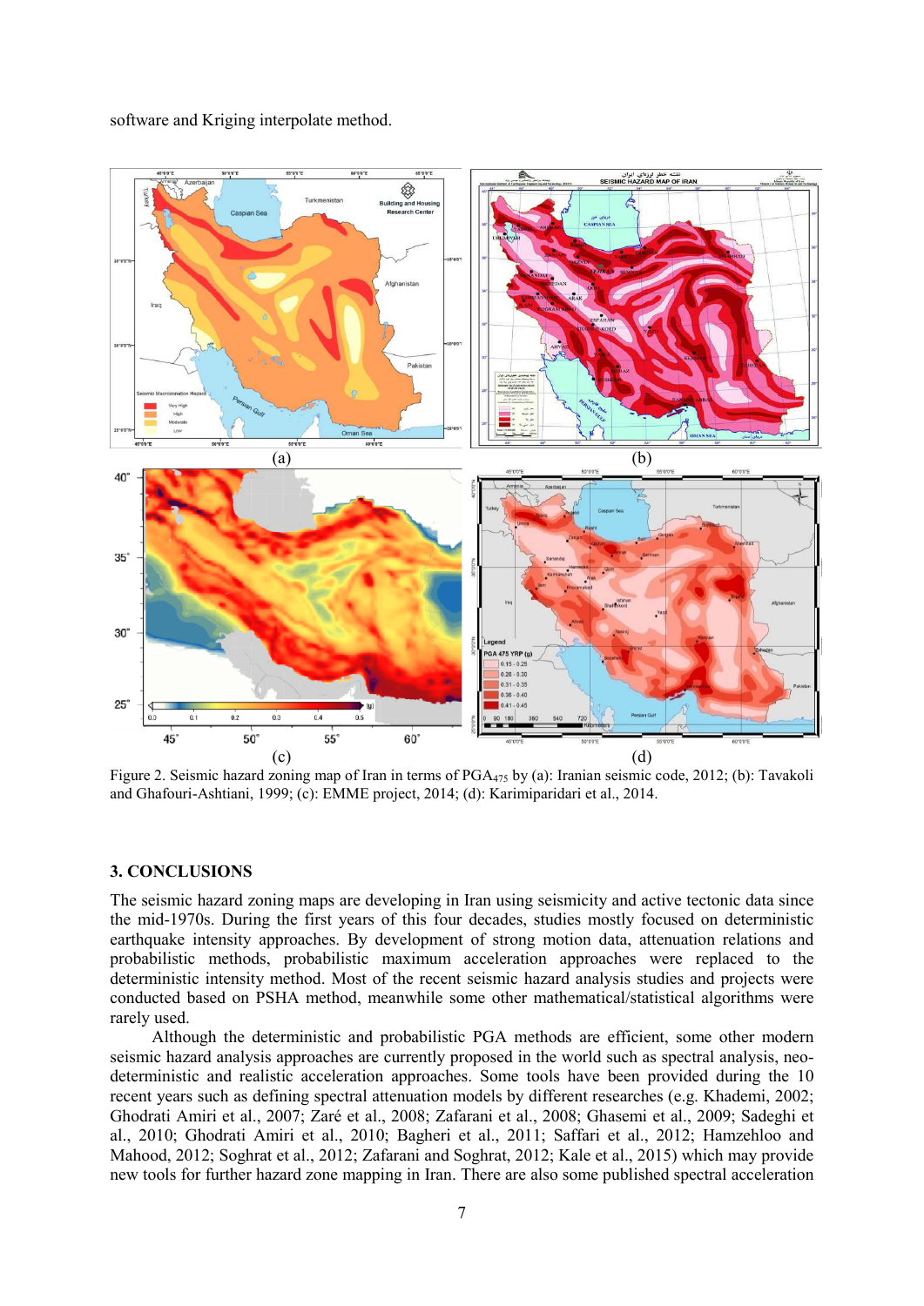software and Kriging interpolate method.

Figure 2. Seismic hazard zoning map of Iran in terms of $PGA_{475}$ by (a): Iranian seismic code, 2012; (b): Tavakoli and Ghafouri-Ashtiani, 1999; (c): EMME project, 2014; (d): Karimiparidari et al., 2014.

## 3. CONCLUSIONS

The seismic hazard zoning maps are developing in Iran using seismicity and active tectonic data since the mid-1970s. During the first years of this four decades, studies mostly focused on deterministic earthquake intensity approaches. By development of strong motion data, attenuation relations and probabilistic methods, probabilistic maximum acceleration approaches were replaced to the deterministic intensity method. Most of the recent seismic hazard analysis studies and projects were conducted based on PSHA method, meanwhile some other mathematical/statistical algorithms were rarely used.

Although the deterministic and probabilistic PGA methods are efficient, some other modern seismic hazard analysis approaches are currently proposed in the world such as spectral analysis, neo-deterministic and realistic acceleration approaches. Some tools have been provided during the 10 recent years such as defining spectral attenuation models by different researches (e.g. Khademi, 2002; Ghodrati Amiri et al., 2007; Zaré et al., 2008; Zafarani et al., 2008; Ghasemi et al., 2009; Sadeghi et al., 2010; Ghodrati Amiri et al., 2010; Bagheri et al., 2011; Saffari et al., 2012; Hamzehloo and Mahood, 2012; Soghrat et al., 2012; Zafarani and Soghrat, 2012; Kale et al., 2015) which may provide new tools for further hazard zone mapping in Iran. There are also some published spectral acceleration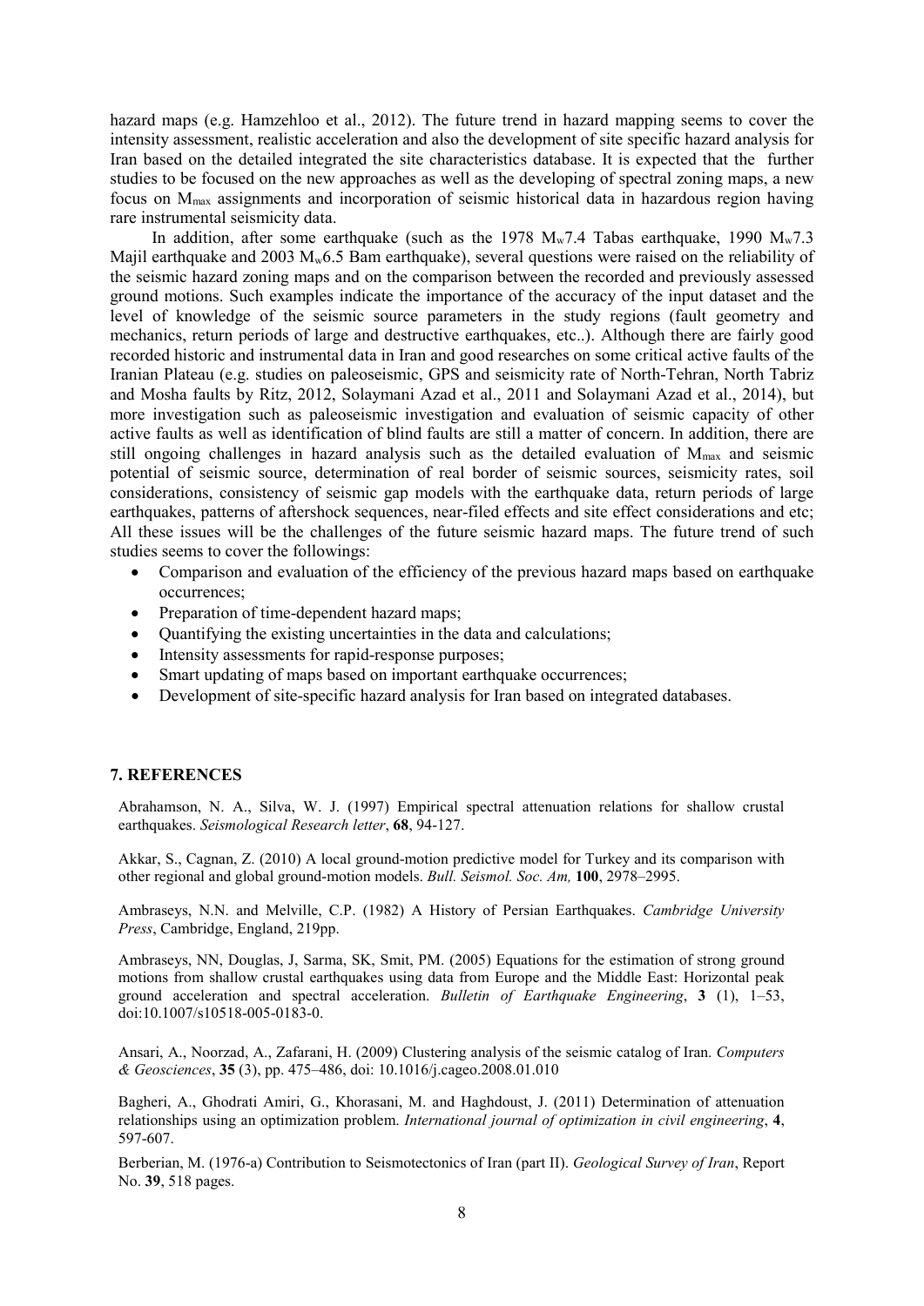hazard maps (e.g. Hamzehloo et al., 2012). The future trend in hazard mapping seems to cover the intensity assessment, realistic acceleration and also the development of site specific hazard analysis for Iran based on the detailed integrated the site characteristics database. It is expected that the further studies to be focused on the new approaches as well as the developing of spectral zoning maps, a new focus on $M_{max}$ assignments and incorporation of seismic historical data in hazardous region having rare instrumental seismicity data.

In addition, after some earthquake (such as the 1978 $M_w$7.4 Tabas earthquake, 1990 $M_w$7.3 Majil earthquake and 2003 $M_w$6.5 Bam earthquake), several questions were raised on the reliability of the seismic hazard zoning maps and on the comparison between the recorded and previously assessed ground motions. Such examples indicate the importance of the accuracy of the input dataset and the level of knowledge of the seismic source parameters in the study regions (fault geometry and mechanics, return periods of large and destructive earthquakes, etc..). Although there are fairly good recorded historic and instrumental data in Iran and good researches on some critical active faults of the Iranian Plateau (e.g. studies on paleoseismic, GPS and seismicity rate of North-Tehran, North Tabriz and Mosha faults by Ritz, 2012, Solaymani Azad et al., 2011 and Solaymani Azad et al., 2014), but more investigation such as paleoseismic investigation and evaluation of seismic capacity of other active faults as well as identification of blind faults are still a matter of concern. In addition, there are still ongoing challenges in hazard analysis such as the detailed evaluation of $M_{max}$ and seismic potential of seismic source, determination of real border of seismic sources, seismicity rates, soil considerations, consistency of seismic gap models with the earthquake data, return periods of large earthquakes, patterns of aftershock sequences, near-filed effects and site effect considerations and etc; All these issues will be the challenges of the future seismic hazard maps. The future trend of such studies seems to cover the followings:

- Comparison and evaluation of the efficiency of the previous hazard maps based on earthquake occurrences;
- Preparation of time-dependent hazard maps;
- Quantifying the existing uncertainties in the data and calculations;
- Intensity assessments for rapid-response purposes;
- Smart updating of maps based on important earthquake occurrences;
- Development of site-specific hazard analysis for Iran based on integrated databases.

## 7. REFERENCES

Abrahamson, N. A., Silva, W. J. (1997) Empirical spectral attenuation relations for shallow crustal earthquakes. *Seismological Research letter*, **68**, 94-127.

Akkar, S., Cagnan, Z. (2010) A local ground-motion predictive model for Turkey and its comparison with other regional and global ground-motion models. *Bull. Seismol. Soc. Am,* **100**, 2978–2995.

Ambraseys, N.N. and Melville, C.P. (1982) A History of Persian Earthquakes. *Cambridge University Press*, Cambridge, England, 219pp.

Ambraseys, NN, Douglas, J, Sarma, SK, Smit, PM. (2005) Equations for the estimation of strong ground motions from shallow crustal earthquakes using data from Europe and the Middle East: Horizontal peak ground acceleration and spectral acceleration. *Bulletin of Earthquake Engineering*, **3** (1), 1–53, doi:10.1007/s10518-005-0183-0.

Ansari, A., Noorzad, A., Zafarani, H. (2009) Clustering analysis of the seismic catalog of Iran. *Computers & Geosciences*, **35** (3), pp. 475–486, doi: 10.1016/j.cageo.2008.01.010

Bagheri, A., Ghodrati Amiri, G., Khorasani, M. and Haghdoust, J. (2011) Determination of attenuation relationships using an optimization problem. *International journal of optimization in civil engineering*, **4**, 597-607.

Berberian, M. (1976-a) Contribution to Seismotectonics of Iran (part II). *Geological Survey of Iran*, Report No. **39**, 518 pages.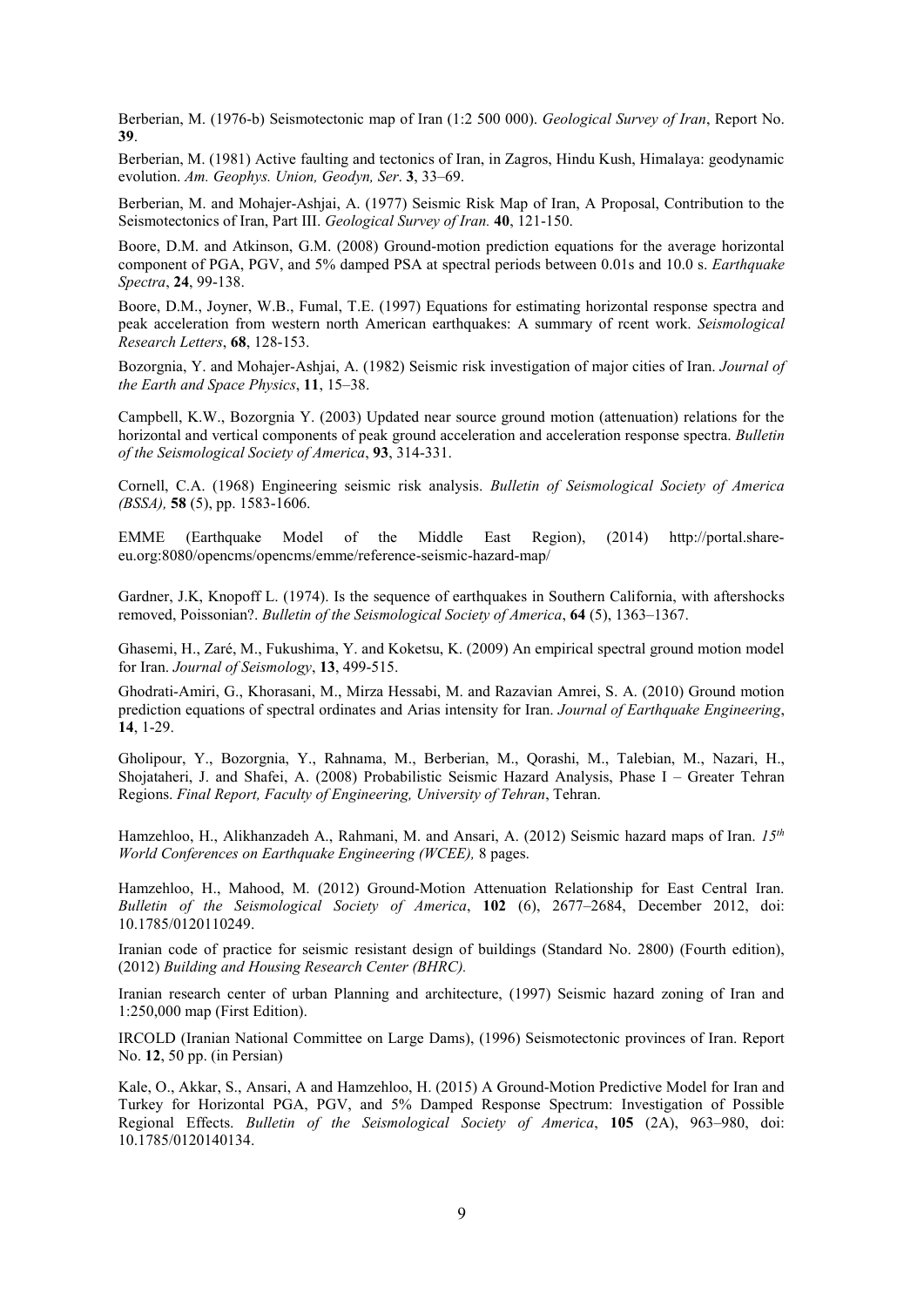Berberian, M. (1976-b) Seismotectonic map of Iran (1:2 500 000). *Geological Survey of Iran*, Report No. **39**.

Berberian, M. (1981) Active faulting and tectonics of Iran, in Zagros, Hindu Kush, Himalaya: geodynamic evolution. *Am. Geophys. Union, Geodyn, Ser*. **3**, 33–69.

Berberian, M. and Mohajer-Ashjai, A. (1977) Seismic Risk Map of Iran, A Proposal, Contribution to the Seismotectonics of Iran, Part III. *Geological Survey of Iran.* **40**, 121-150.

Boore, D.M. and Atkinson, G.M. (2008) Ground-motion prediction equations for the average horizontal component of PGA, PGV, and 5% damped PSA at spectral periods between 0.01s and 10.0 s. *Earthquake Spectra*, **24**, 99-138.

Boore, D.M., Joyner, W.B., Fumal, T.E. (1997) Equations for estimating horizontal response spectra and peak acceleration from western north American earthquakes: A summary of rcent work. *Seismological Research Letters*, **68**, 128-153.

Bozorgnia, Y. and Mohajer-Ashjai, A. (1982) Seismic risk investigation of major cities of Iran. *Journal of the Earth and Space Physics*, **11**, 15–38.

Campbell, K.W., Bozorgnia Y. (2003) Updated near source ground motion (attenuation) relations for the horizontal and vertical components of peak ground acceleration and acceleration response spectra. *Bulletin of the Seismological Society of America*, **93**, 314-331.

Cornell, C.A. (1968) Engineering seismic risk analysis. *Bulletin of Seismological Society of America (BSSA),* **58** (5), pp. 1583-1606.

EMME (Earthquake Model of the Middle East Region), (2014) http://portal.share-eu.org:8080/opencms/opencms/emme/reference-seismic-hazard-map/

Gardner, J.K, Knopoff L. (1974). Is the sequence of earthquakes in Southern California, with aftershocks removed, Poissonian?. *Bulletin of the Seismological Society of America*, **64** (5), 1363–1367.

Ghasemi, H., Zaré, M., Fukushima, Y. and Koketsu, K. (2009) An empirical spectral ground motion model for Iran. *Journal of Seismology*, **13**, 499-515.

Ghodrati-Amiri, G., Khorasani, M., Mirza Hessabi, M. and Razavian Amrei, S. A. (2010) Ground motion prediction equations of spectral ordinates and Arias intensity for Iran. *Journal of Earthquake Engineering*, **14**, 1-29.

Gholipour, Y., Bozorgnia, Y., Rahnama, M., Berberian, M., Qorashi, M., Talebian, M., Nazari, H., Shojataheri, J. and Shafei, A. (2008) Probabilistic Seismic Hazard Analysis, Phase I – Greater Tehran Regions. *Final Report, Faculty of Engineering, University of Tehran*, Tehran.

Hamzehloo, H., Alikhanzadeh A., Rahmani, M. and Ansari, A. (2012) Seismic hazard maps of Iran. *15th World Conferences on Earthquake Engineering (WCEE),* 8 pages.

Hamzehloo, H., Mahood, M. (2012) Ground-Motion Attenuation Relationship for East Central Iran. *Bulletin of the Seismological Society of America*, **102** (6), 2677–2684, December 2012, doi: 10.1785/0120110249.

Iranian code of practice for seismic resistant design of buildings (Standard No. 2800) (Fourth edition), (2012) *Building and Housing Research Center (BHRC).*

Iranian research center of urban Planning and architecture, (1997) Seismic hazard zoning of Iran and 1:250,000 map (First Edition).

IRCOLD (Iranian National Committee on Large Dams), (1996) Seismotectonic provinces of Iran. Report No. **12**, 50 pp. (in Persian)

Kale, O., Akkar, S., Ansari, A and Hamzehloo, H. (2015) A Ground-Motion Predictive Model for Iran and Turkey for Horizontal PGA, PGV, and 5% Damped Response Spectrum: Investigation of Possible Regional Effects. *Bulletin of the Seismological Society of America*, **105** (2A), 963–980, doi: 10.1785/0120140134.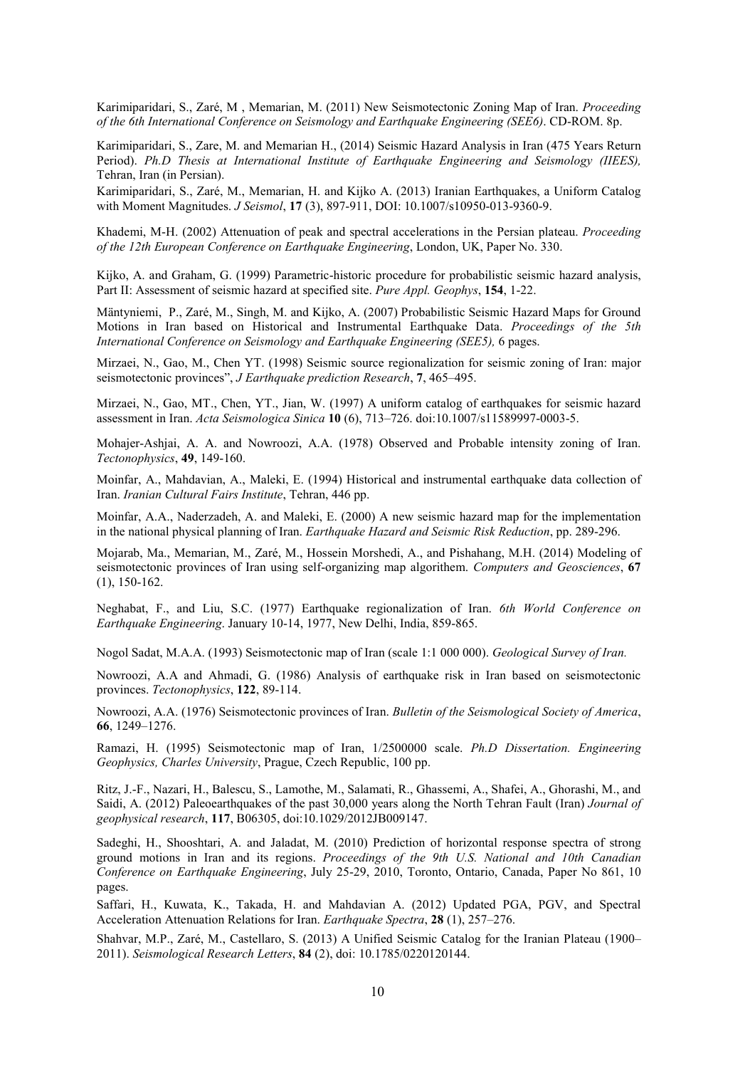Karimiparidari, S., Zaré, M , Memarian, M. (2011) New Seismotectonic Zoning Map of Iran. *Proceeding of the 6th International Conference on Seismology and Earthquake Engineering (SEE6)*. CD-ROM. 8p.

Karimiparidari, S., Zare, M. and Memarian H., (2014) Seismic Hazard Analysis in Iran (475 Years Return Period). *Ph.D Thesis at International Institute of Earthquake Engineering and Seismology (IIEES),* Tehran, Iran (in Persian).

Karimiparidari, S., Zaré, M., Memarian, H. and Kijko A. (2013) Iranian Earthquakes, a Uniform Catalog with Moment Magnitudes. *J Seismol*, **17** (3), 897-911, DOI: 10.1007/s10950-013-9360-9.

Khademi, M-H. (2002) Attenuation of peak and spectral accelerations in the Persian plateau. *Proceeding of the 12th European Conference on Earthquake Engineering*, London, UK, Paper No. 330.

Kijko, A. and Graham, G. (1999) Parametric-historic procedure for probabilistic seismic hazard analysis, Part II: Assessment of seismic hazard at specified site. *Pure Appl. Geophys*, **154**, 1-22.

Mäntyniemi, P., Zaré, M., Singh, M. and Kijko, A. (2007) Probabilistic Seismic Hazard Maps for Ground Motions in Iran based on Historical and Instrumental Earthquake Data. *Proceedings of the 5th International Conference on Seismology and Earthquake Engineering (SEE5),* 6 pages.

Mirzaei, N., Gao, M., Chen YT. (1998) Seismic source regionalization for seismic zoning of Iran: major seismotectonic provinces", *J Earthquake prediction Research*, **7**, 465–495.

Mirzaei, N., Gao, MT., Chen, YT., Jian, W. (1997) A uniform catalog of earthquakes for seismic hazard assessment in Iran. *Acta Seismologica Sinica* **10** (6), 713–726. doi:10.1007/s11589997-0003-5.

Mohajer-Ashjai, A. A. and Nowroozi, A.A. (1978) Observed and Probable intensity zoning of Iran. *Tectonophysics*, **49**, 149-160.

Moinfar, A., Mahdavian, A., Maleki, E. (1994) Historical and instrumental earthquake data collection of Iran. *Iranian Cultural Fairs Institute*, Tehran, 446 pp.

Moinfar, A.A., Naderzadeh, A. and Maleki, E. (2000) A new seismic hazard map for the implementation in the national physical planning of Iran. *Earthquake Hazard and Seismic Risk Reduction*, pp. 289-296.

Mojarab, Ma., Memarian, M., Zaré, M., Hossein Morshedi, A., and Pishahang, M.H. (2014) Modeling of seismotectonic provinces of Iran using self-organizing map algorithem. *Computers and Geosciences*, **67** (1), 150-162.

Neghabat, F., and Liu, S.C. (1977) Earthquake regionalization of Iran. *6th World Conference on Earthquake Engineering*. January 10-14, 1977, New Delhi, India, 859-865.

Nogol Sadat, M.A.A. (1993) Seismotectonic map of Iran (scale 1:1 000 000). *Geological Survey of Iran.*

Nowroozi, A.A and Ahmadi, G. (1986) Analysis of earthquake risk in Iran based on seismotectonic provinces. *Tectonophysics*, **122**, 89-114.

Nowroozi, A.A. (1976) Seismotectonic provinces of Iran. *Bulletin of the Seismological Society of America*, **66**, 1249–1276.

Ramazi, H. (1995) Seismotectonic map of Iran, 1/2500000 scale. *Ph.D Dissertation. Engineering Geophysics, Charles University*, Prague, Czech Republic, 100 pp.

Ritz, J.-F., Nazari, H., Balescu, S., Lamothe, M., Salamati, R., Ghassemi, A., Shafei, A., Ghorashi, M., and Saidi, A. (2012) Paleoearthquakes of the past 30,000 years along the North Tehran Fault (Iran) *Journal of geophysical research*, **117**, B06305, doi:10.1029/2012JB009147.

Sadeghi, H., Shooshtari, A. and Jaladat, M. (2010) Prediction of horizontal response spectra of strong ground motions in Iran and its regions. *Proceedings of the 9th U.S. National and 10th Canadian Conference on Earthquake Engineering*, July 25-29, 2010, Toronto, Ontario, Canada, Paper No 861, 10 pages.

Saffari, H., Kuwata, K., Takada, H. and Mahdavian A. (2012) Updated PGA, PGV, and Spectral Acceleration Attenuation Relations for Iran. *Earthquake Spectra*, **28** (1), 257–276.

Shahvar, M.P., Zaré, M., Castellaro, S. (2013) A Unified Seismic Catalog for the Iranian Plateau (1900–2011). *Seismological Research Letters*, **84** (2), doi: 10.1785/0220120144.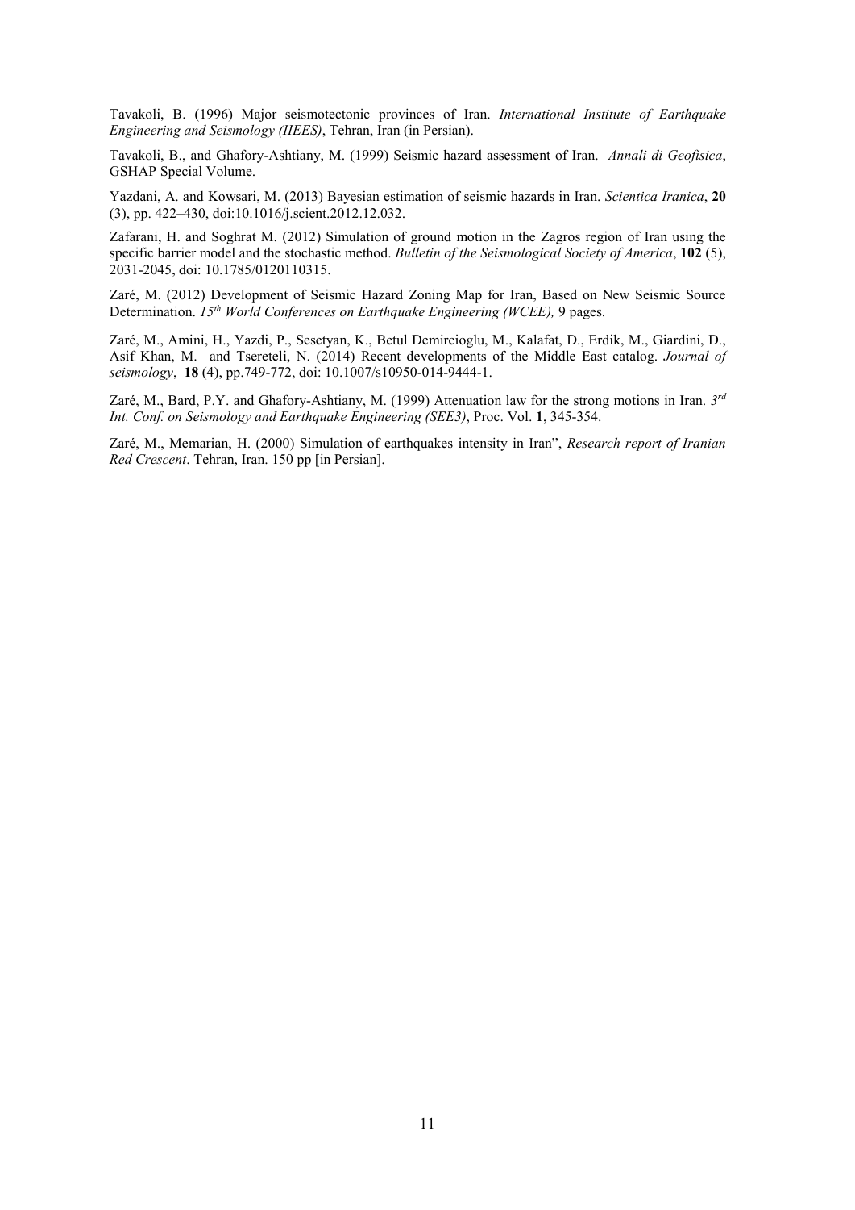Tavakoli, B. (1996) Major seismotectonic provinces of Iran. *International Institute of Earthquake Engineering and Seismology (IIEES)*, Tehran, Iran (in Persian).

Tavakoli, B., and Ghafory-Ashtiany, M. (1999) Seismic hazard assessment of Iran. *Annali di Geofisica*, GSHAP Special Volume.

Yazdani, A. and Kowsari, M. (2013) Bayesian estimation of seismic hazards in Iran. *Scientica Iranica*, **20** (3), pp. 422–430, doi:10.1016/j.scient.2012.12.032.

Zafarani, H. and Soghrat M. (2012) Simulation of ground motion in the Zagros region of Iran using the specific barrier model and the stochastic method. *Bulletin of the Seismological Society of America*, **102** (5), 2031-2045, doi: 10.1785/0120110315.

Zaré, M. (2012) Development of Seismic Hazard Zoning Map for Iran, Based on New Seismic Source Determination. *15th World Conferences on Earthquake Engineering (WCEE),* 9 pages.

Zaré, M., Amini, H., Yazdi, P., Sesetyan, K., Betul Demircioglu, M., Kalafat, D., Erdik, M., Giardini, D., Asif Khan, M. and Tsereteli, N. (2014) Recent developments of the Middle East catalog. *Journal of seismology*, **18** (4), pp.749-772, doi: 10.1007/s10950-014-9444-1.

Zaré, M., Bard, P.Y. and Ghafory-Ashtiany, M. (1999) Attenuation law for the strong motions in Iran. *3rd Int. Conf. on Seismology and Earthquake Engineering (SEE3)*, Proc. Vol. **1**, 345-354.

Zaré, M., Memarian, H. (2000) Simulation of earthquakes intensity in Iran", *Research report of Iranian Red Crescent*. Tehran, Iran. 150 pp [in Persian].